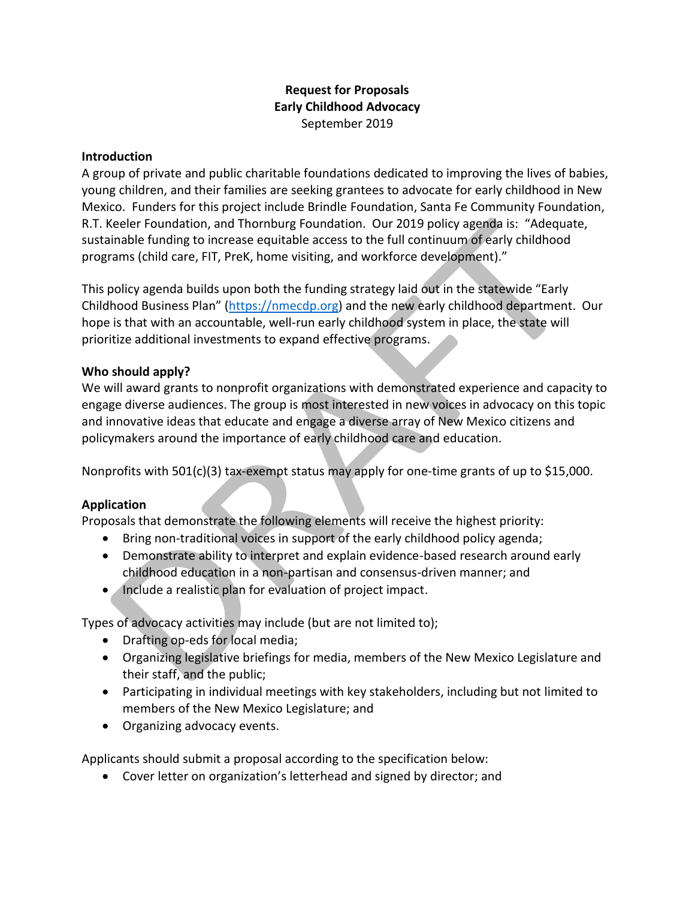**Request for Proposals**
**Early Childhood Advocacy**
September 2019

**Introduction**

A group of private and public charitable foundations dedicated to improving the lives of babies, young children, and their families are seeking grantees to advocate for early childhood in New Mexico. Funders for this project include Brindle Foundation, Santa Fe Community Foundation, R.T. Keeler Foundation, and Thornburg Foundation. Our 2019 policy agenda is: "Adequate, sustainable funding to increase equitable access to the full continuum of early childhood programs (child care, FIT, PreK, home visiting, and workforce development)."

This policy agenda builds upon both the funding strategy laid out in the statewide "Early Childhood Business Plan" (https://nmecdp.org) and the new early childhood department. Our hope is that with an accountable, well-run early childhood system in place, the state will prioritize additional investments to expand effective programs.

**Who should apply?**

We will award grants to nonprofit organizations with demonstrated experience and capacity to engage diverse audiences. The group is most interested in new voices in advocacy on this topic and innovative ideas that educate and engage a diverse array of New Mexico citizens and policymakers around the importance of early childhood care and education.

Nonprofits with 501(c)(3) tax-exempt status may apply for one-time grants of up to $15,000.

**Application**

Proposals that demonstrate the following elements will receive the highest priority:

- Bring non-traditional voices in support of the early childhood policy agenda;
- Demonstrate ability to interpret and explain evidence-based research around early childhood education in a non-partisan and consensus-driven manner; and
- Include a realistic plan for evaluation of project impact.

Types of advocacy activities may include (but are not limited to);

- Drafting op-eds for local media;
- Organizing legislative briefings for media, members of the New Mexico Legislature and their staff, and the public;
- Participating in individual meetings with key stakeholders, including but not limited to members of the New Mexico Legislature; and
- Organizing advocacy events.

Applicants should submit a proposal according to the specification below:

- Cover letter on organization's letterhead and signed by director; and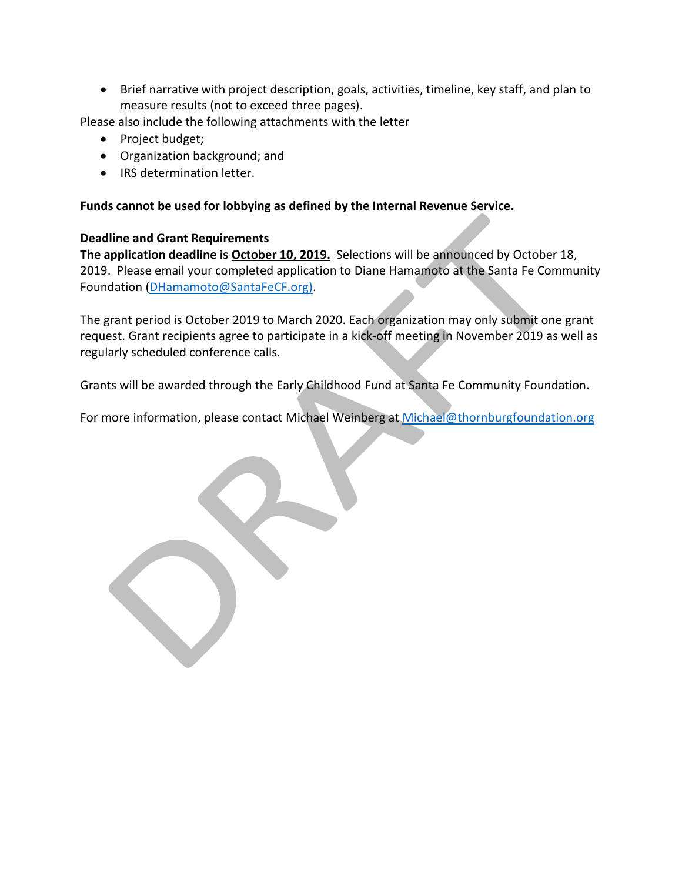- Brief narrative with project description, goals, activities, timeline, key staff, and plan to measure results (not to exceed three pages).

Please also include the following attachments with the letter

- Project budget;
- Organization background; and
- IRS determination letter.

**Funds cannot be used for lobbying as defined by the Internal Revenue Service.**

**Deadline and Grant Requirements**

**The application deadline is October 10, 2019.** Selections will be announced by October 18, 2019. Please email your completed application to Diane Hamamoto at the Santa Fe Community Foundation (DHamamoto@SantaFeCF.org).

The grant period is October 2019 to March 2020. Each organization may only submit one grant request. Grant recipients agree to participate in a kick-off meeting in November 2019 as well as regularly scheduled conference calls.

Grants will be awarded through the Early Childhood Fund at Santa Fe Community Foundation.

For more information, please contact Michael Weinberg at Michael@thornburgfoundation.org

DRAFT